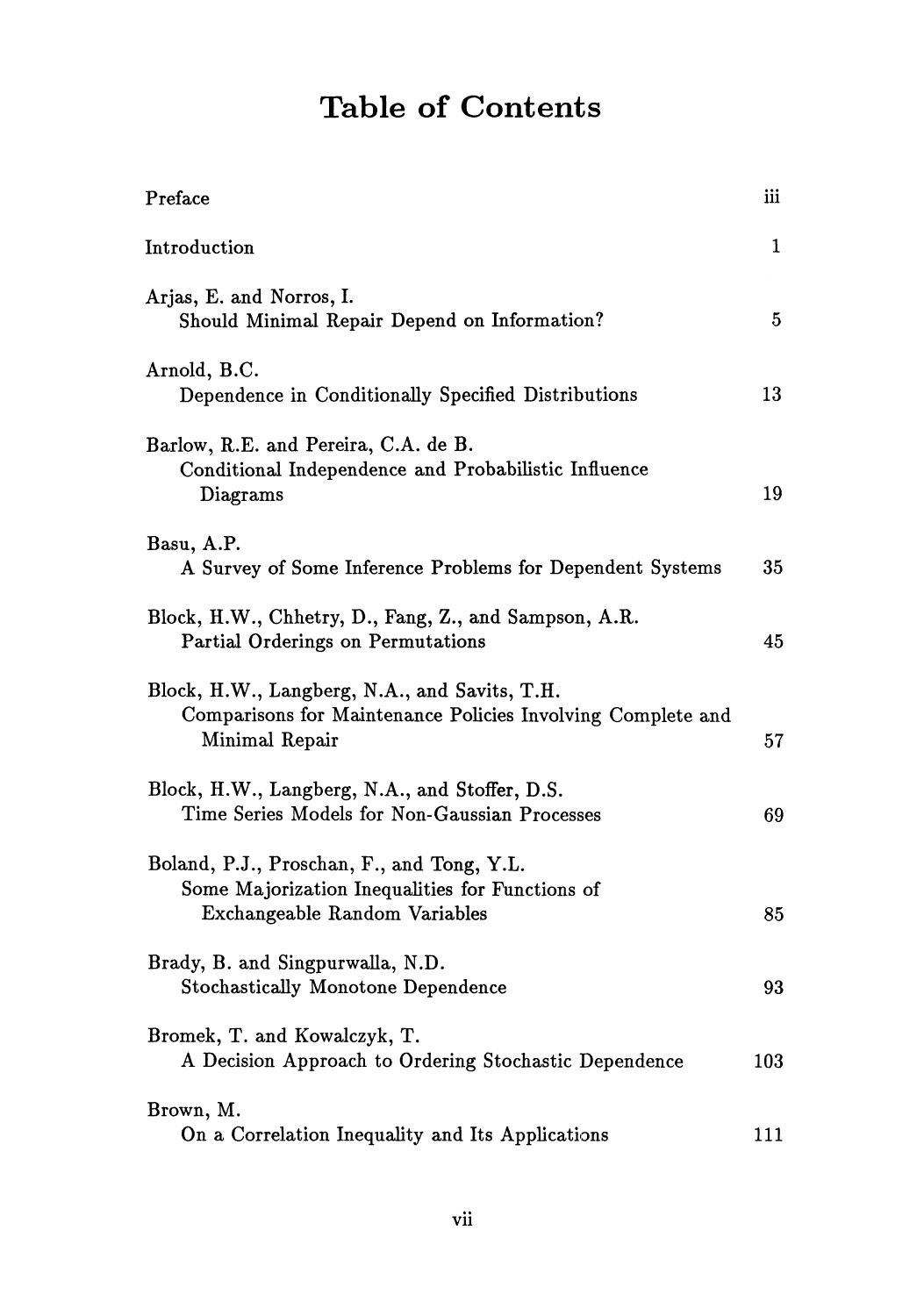# Table of Contents

| | |
|---|---|
| Preface | iii |
| Introduction | 1 |
| Arjas, E. and Norros, I.<br>Should Minimal Repair Depend on Information? | 5 |
| Arnold, B.C.<br>Dependence in Conditionally Specified Distributions | 13 |
| Barlow, R.E. and Pereira, C.A. de B.<br>Conditional Independence and Probabilistic Influence Diagrams | 19 |
| Basu, A.P.<br>A Survey of Some Inference Problems for Dependent Systems | 35 |
| Block, H.W., Chhetry, D., Fang, Z., and Sampson, A.R.<br>Partial Orderings on Permutations | 45 |
| Block, H.W., Langberg, N.A., and Savits, T.H.<br>Comparisons for Maintenance Policies Involving Complete and Minimal Repair | 57 |
| Block, H.W., Langberg, N.A., and Stoffer, D.S.<br>Time Series Models for Non-Gaussian Processes | 69 |
| Boland, P.J., Proschan, F., and Tong, Y.L.<br>Some Majorization Inequalities for Functions of Exchangeable Random Variables | 85 |
| Brady, B. and Singpurwalla, N.D.<br>Stochastically Monotone Dependence | 93 |
| Bromek, T. and Kowalczyk, T.<br>A Decision Approach to Ordering Stochastic Dependence | 103 |
| Brown, M.<br>On a Correlation Inequality and Its Applications | 111 |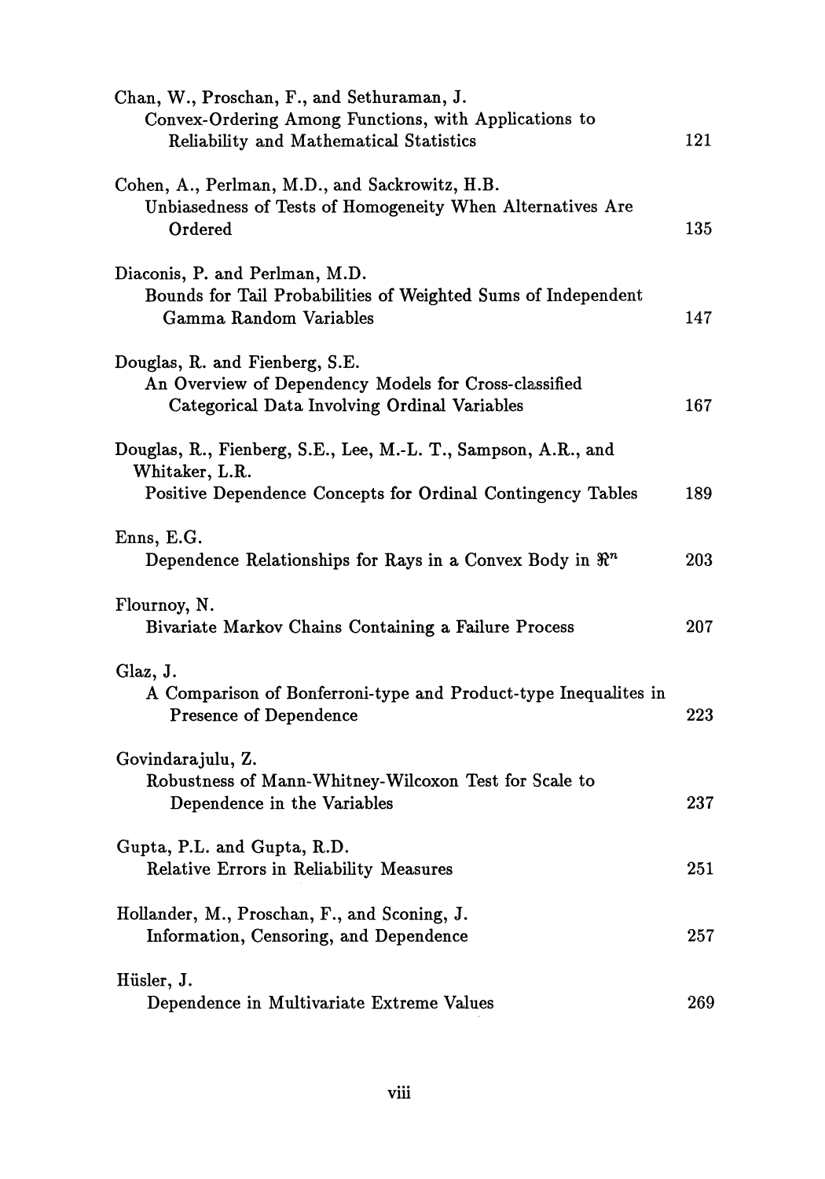Chan, W., Proschan, F., and Sethuraman, J.
Convex-Ordering Among Functions, with Applications to Reliability and Mathematical Statistics — 121

Cohen, A., Perlman, M.D., and Sackrowitz, H.B.
Unbiasedness of Tests of Homogeneity When Alternatives Are Ordered — 135

Diaconis, P. and Perlman, M.D.
Bounds for Tail Probabilities of Weighted Sums of Independent Gamma Random Variables — 147

Douglas, R. and Fienberg, S.E.
An Overview of Dependency Models for Cross-classified Categorical Data Involving Ordinal Variables — 167

Douglas, R., Fienberg, S.E., Lee, M.-L. T., Sampson, A.R., and Whitaker, L.R.
Positive Dependence Concepts for Ordinal Contingency Tables — 189

Enns, E.G.
Dependence Relationships for Rays in a Convex Body in $\Re^n$ — 203

Flournoy, N.
Bivariate Markov Chains Containing a Failure Process — 207

Glaz, J.
A Comparison of Bonferroni-type and Product-type Inequalites in Presence of Dependence — 223

Govindarajulu, Z.
Robustness of Mann-Whitney-Wilcoxon Test for Scale to Dependence in the Variables — 237

Gupta, P.L. and Gupta, R.D.
Relative Errors in Reliability Measures — 251

Hollander, M., Proschan, F., and Sconing, J.
Information, Censoring, and Dependence — 257

Hüsler, J.
Dependence in Multivariate Extreme Values — 269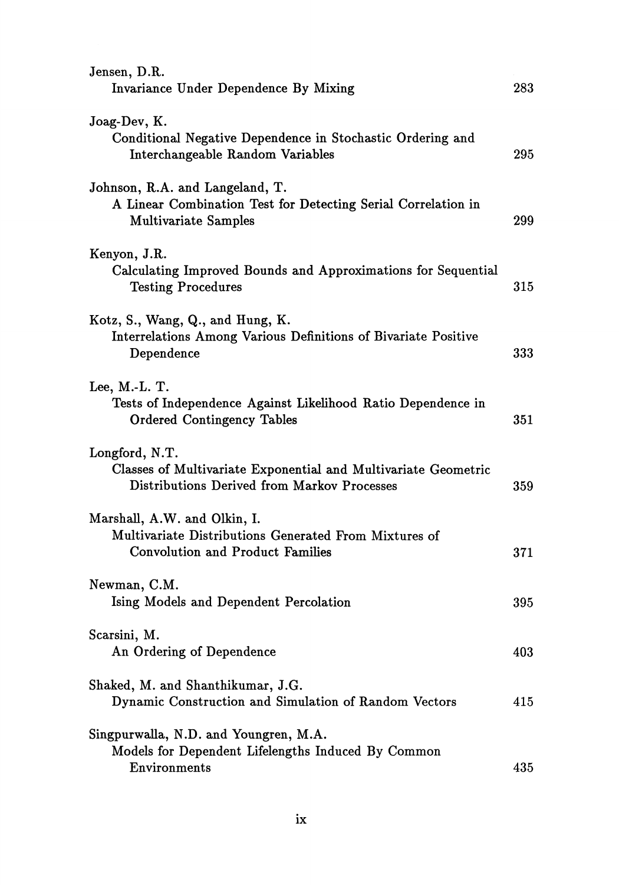Jensen, D.R.
Invariance Under Dependence By Mixing 283

Joag-Dev, K.
Conditional Negative Dependence in Stochastic Ordering and Interchangeable Random Variables 295

Johnson, R.A. and Langeland, T.
A Linear Combination Test for Detecting Serial Correlation in Multivariate Samples 299

Kenyon, J.R.
Calculating Improved Bounds and Approximations for Sequential Testing Procedures 315

Kotz, S., Wang, Q., and Hung, K.
Interrelations Among Various Definitions of Bivariate Positive Dependence 333

Lee, M.-L. T.
Tests of Independence Against Likelihood Ratio Dependence in Ordered Contingency Tables 351

Longford, N.T.
Classes of Multivariate Exponential and Multivariate Geometric Distributions Derived from Markov Processes 359

Marshall, A.W. and Olkin, I.
Multivariate Distributions Generated From Mixtures of Convolution and Product Families 371

Newman, C.M.
Ising Models and Dependent Percolation 395

Scarsini, M.
An Ordering of Dependence 403

Shaked, M. and Shanthikumar, J.G.
Dynamic Construction and Simulation of Random Vectors 415

Singpurwalla, N.D. and Youngren, M.A.
Models for Dependent Lifelengths Induced By Common Environments 435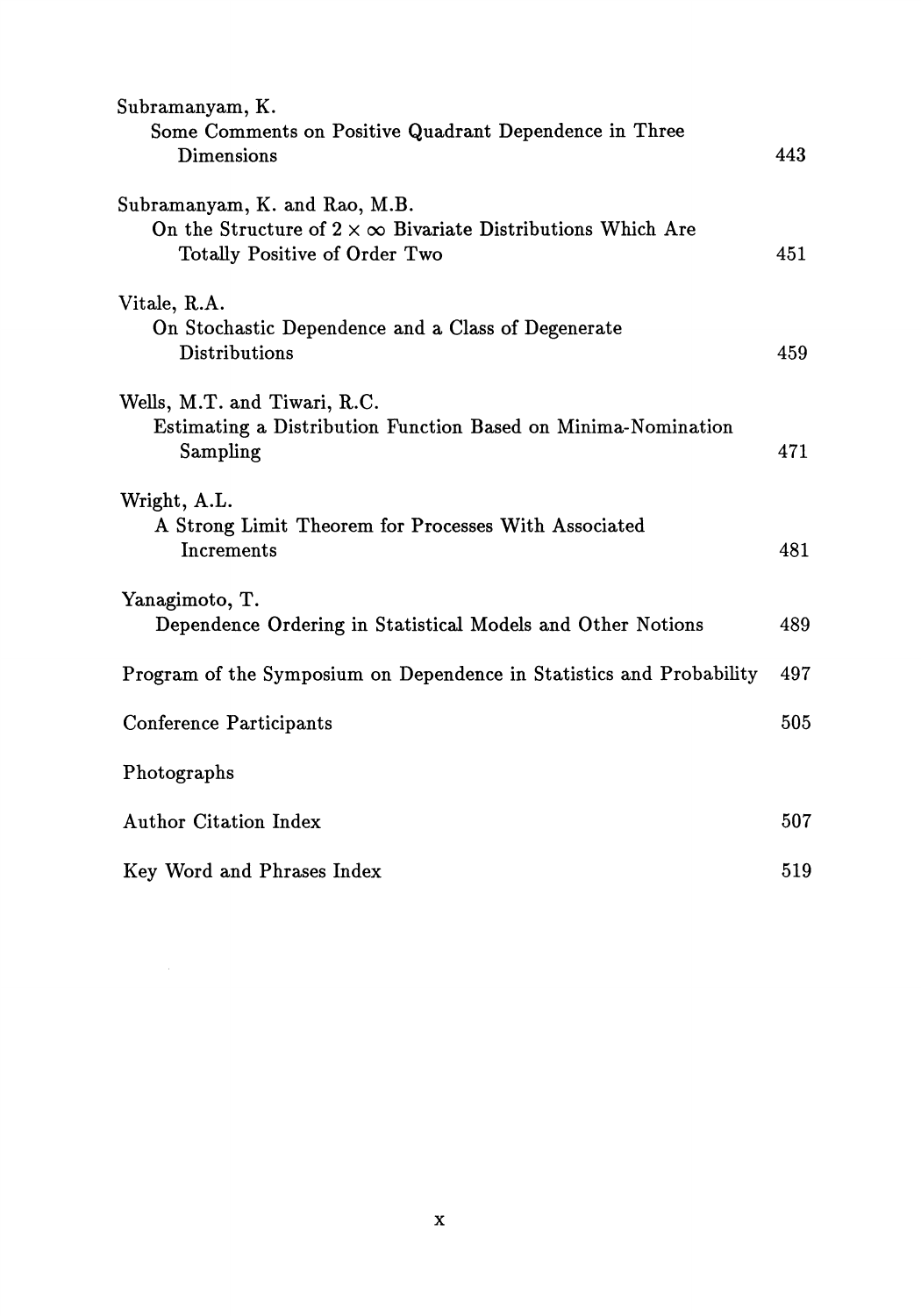Subramanyam, K.
Some Comments on Positive Quadrant Dependence in Three Dimensions 443

Subramanyam, K. and Rao, M.B.
On the Structure of $2 \times \infty$ Bivariate Distributions Which Are Totally Positive of Order Two 451

Vitale, R.A.
On Stochastic Dependence and a Class of Degenerate Distributions 459

Wells, M.T. and Tiwari, R.C.
Estimating a Distribution Function Based on Minima-Nomination Sampling 471

Wright, A.L.
A Strong Limit Theorem for Processes With Associated Increments 481

Yanagimoto, T.
Dependence Ordering in Statistical Models and Other Notions 489

Program of the Symposium on Dependence in Statistics and Probability 497

Conference Participants 505

Photographs

Author Citation Index 507

Key Word and Phrases Index 519